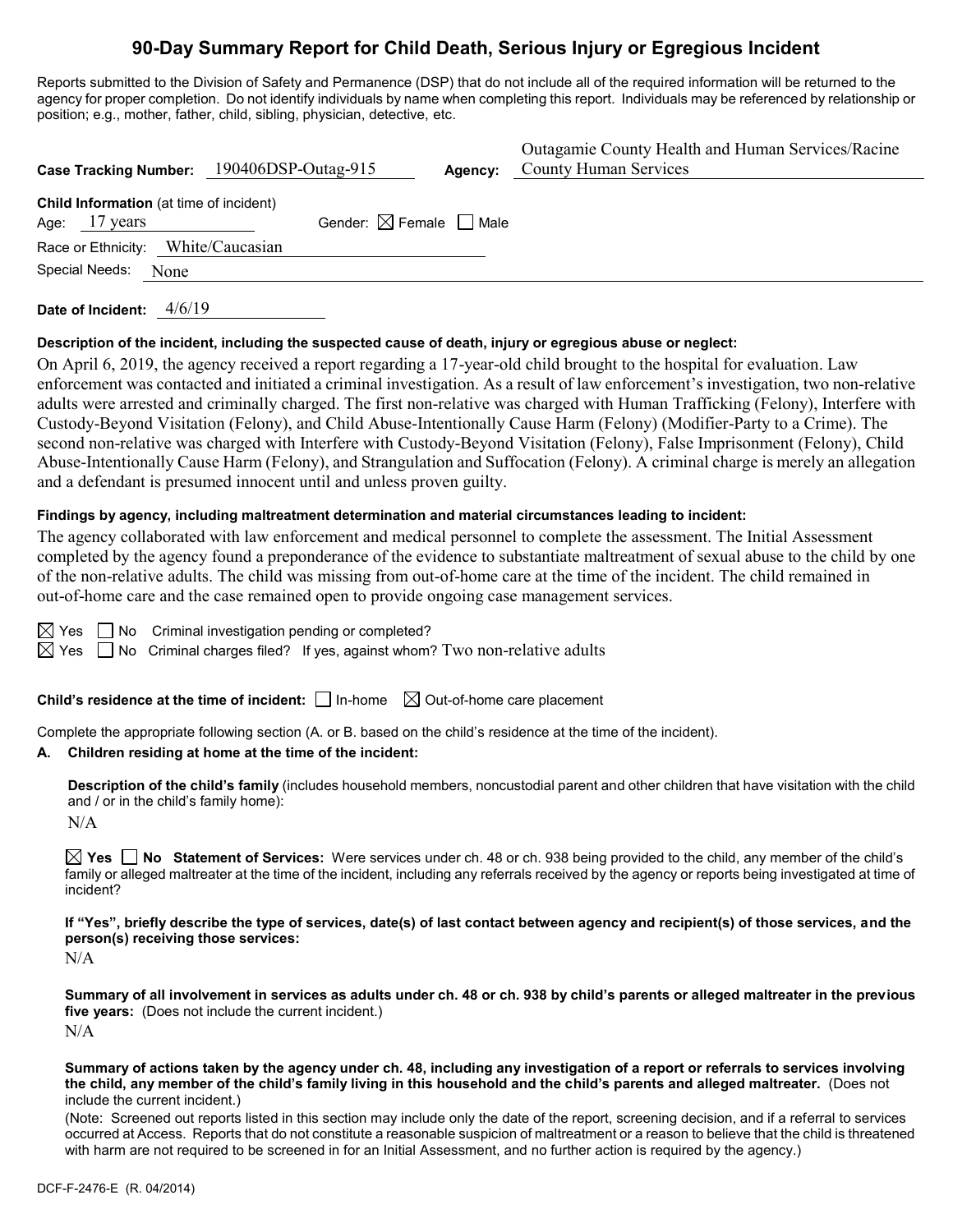# 90-Day Summary Report for Child Death, Serious Injury or Egregious Incident

Reports submitted to the Division of Safety and Permanence (DSP) that do not include all of the required information will be returned to the agency for proper completion. Do not identify individuals by name when completing this report. Individuals may be referenced by relationship or position; e.g., mother, father, child, sibling, physician, detective, etc.

**Case Tracking Number:** 190406DSP-Outag-915 **Agency:** Outagamie County Health and Human Services/Racine County Human Services

**Child Information** (at time of incident)

Age: 17 years Gender: ☒ Female ☐ Male

Race or Ethnicity: White/Caucasian

Special Needs: None

**Date of Incident:** 4/6/19

**Description of the incident, including the suspected cause of death, injury or egregious abuse or neglect:**

On April 6, 2019, the agency received a report regarding a 17-year-old child brought to the hospital for evaluation. Law enforcement was contacted and initiated a criminal investigation. As a result of law enforcement's investigation, two non-relative adults were arrested and criminally charged. The first non-relative was charged with Human Trafficking (Felony), Interfere with Custody-Beyond Visitation (Felony), and Child Abuse-Intentionally Cause Harm (Felony) (Modifier-Party to a Crime). The second non-relative was charged with Interfere with Custody-Beyond Visitation (Felony), False Imprisonment (Felony), Child Abuse-Intentionally Cause Harm (Felony), and Strangulation and Suffocation (Felony). A criminal charge is merely an allegation and a defendant is presumed innocent until and unless proven guilty.

**Findings by agency, including maltreatment determination and material circumstances leading to incident:**

The agency collaborated with law enforcement and medical personnel to complete the assessment. The Initial Assessment completed by the agency found a preponderance of the evidence to substantiate maltreatment of sexual abuse to the child by one of the non-relative adults. The child was missing from out-of-home care at the time of the incident. The child remained in out-of-home care and the case remained open to provide ongoing case management services.

☒ Yes ☐ No Criminal investigation pending or completed?

☒ Yes ☐ No Criminal charges filed? If yes, against whom? Two non-relative adults

**Child's residence at the time of incident:** ☐ In-home ☒ Out-of-home care placement

Complete the appropriate following section (A. or B. based on the child's residence at the time of the incident).

**A. Children residing at home at the time of the incident:**

**Description of the child's family** (includes household members, noncustodial parent and other children that have visitation with the child and / or in the child's family home):

N/A

☒ **Yes** ☐ **No Statement of Services:** Were services under ch. 48 or ch. 938 being provided to the child, any member of the child's family or alleged maltreater at the time of the incident, including any referrals received by the agency or reports being investigated at time of incident?

**If "Yes", briefly describe the type of services, date(s) of last contact between agency and recipient(s) of those services, and the person(s) receiving those services:**

N/A

**Summary of all involvement in services as adults under ch. 48 or ch. 938 by child's parents or alleged maltreater in the previous five years:** (Does not include the current incident.)

N/A

**Summary of actions taken by the agency under ch. 48, including any investigation of a report or referrals to services involving the child, any member of the child's family living in this household and the child's parents and alleged maltreater.** (Does not include the current incident.)

(Note: Screened out reports listed in this section may include only the date of the report, screening decision, and if a referral to services occurred at Access. Reports that do not constitute a reasonable suspicion of maltreatment or a reason to believe that the child is threatened with harm are not required to be screened in for an Initial Assessment, and no further action is required by the agency.)

DCF-F-2476-E (R. 04/2014)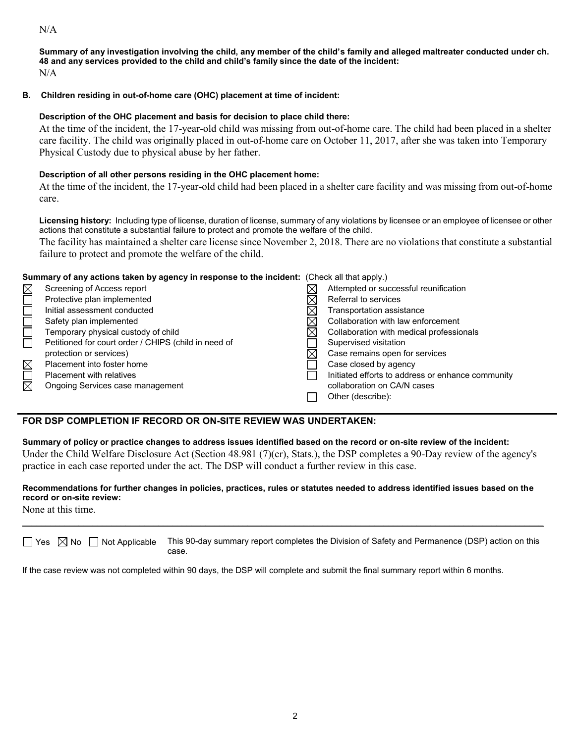N/A

**Summary of any investigation involving the child, any member of the child's family and alleged maltreater conducted under ch. 48 and any services provided to the child and child's family since the date of the incident:**

N/A

**B. Children residing in out-of-home care (OHC) placement at time of incident:**

**Description of the OHC placement and basis for decision to place child there:**

At the time of the incident, the 17-year-old child was missing from out-of-home care. The child had been placed in a shelter care facility. The child was originally placed in out-of-home care on October 11, 2017, after she was taken into Temporary Physical Custody due to physical abuse by her father.

**Description of all other persons residing in the OHC placement home:**

At the time of the incident, the 17-year-old child had been placed in a shelter care facility and was missing from out-of-home care.

**Licensing history:** Including type of license, duration of license, summary of any violations by licensee or an employee of licensee or other actions that constitute a substantial failure to protect and promote the welfare of the child.

The facility has maintained a shelter care license since November 2, 2018. There are no violations that constitute a substantial failure to protect and promote the welfare of the child.

**Summary of any actions taken by agency in response to the incident:** (Check all that apply.)

- [x] Screening of Access report
- [ ] Protective plan implemented
- [ ] Initial assessment conducted
- [ ] Safety plan implemented
- [ ] Temporary physical custody of child
- [ ] Petitioned for court order / CHIPS (child in need of protection or services)
- [x] Placement into foster home
- [ ] Placement with relatives
- [x] Ongoing Services case management
- [x] Attempted or successful reunification
- [x] Referral to services
- [x] Transportation assistance
- [x] Collaboration with law enforcement
- [x] Collaboration with medical professionals
- [ ] Supervised visitation
- [x] Case remains open for services
- [ ] Case closed by agency
- [ ] Initiated efforts to address or enhance community collaboration on CA/N cases
- [ ] Other (describe):

## FOR DSP COMPLETION IF RECORD OR ON-SITE REVIEW WAS UNDERTAKEN:

**Summary of policy or practice changes to address issues identified based on the record or on-site review of the incident:**

Under the Child Welfare Disclosure Act (Section 48.981 (7)(cr), Stats.), the DSP completes a 90-Day review of the agency's practice in each case reported under the act. The DSP will conduct a further review in this case.

**Recommendations for further changes in policies, practices, rules or statutes needed to address identified issues based on the record or on-site review:**

None at this time.

☐ Yes ☒ No ☐ Not Applicable This 90-day summary report completes the Division of Safety and Permanence (DSP) action on this case.

If the case review was not completed within 90 days, the DSP will complete and submit the final summary report within 6 months.